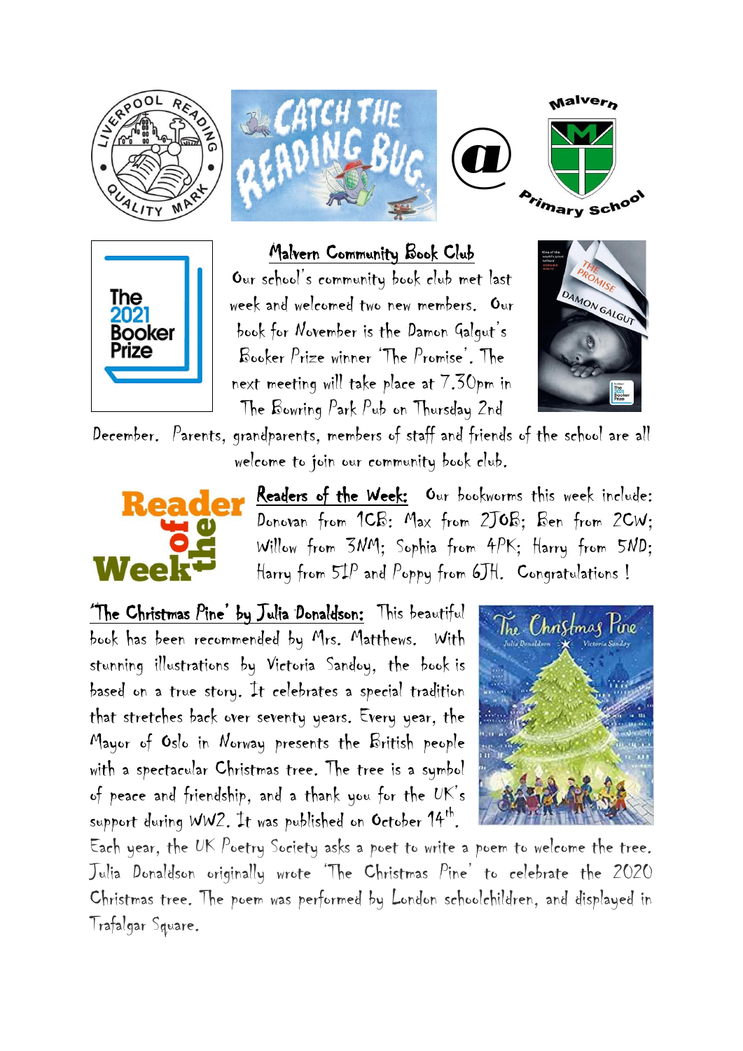## Malvern Community Book Club

Our school's community book club met last week and welcomed two new members. Our book for November is the Damon Galgut's Booker Prize winner 'The Promise'. The next meeting will take place at 7.30pm in The Bowring Park Pub on Thursday 2nd December. Parents, grandparents, members of staff and friends of the school are all welcome to join our community book club.

**Readers of the Week:** Our bookworms this week include: Donovan from 1CB; Max from 2JOB; Ben from 2CW; Willow from 3NM; Sophia from 4PK; Harry from 5ND; Harry from 5IP and Poppy from 6JH. Congratulations !

**'The Christmas Pine' by Julia Donaldson:** This beautiful book has been recommended by Mrs. Matthews. With stunning illustrations by Victoria Sandoy, the book is based on a true story. It celebrates a special tradition that stretches back over seventy years. Every year, the Mayor of Oslo in Norway presents the British people with a spectacular Christmas tree. The tree is a symbol of peace and friendship, and a thank you for the UK's support during WW2. It was published on October 14th.

Each year, the UK Poetry Society asks a poet to write a poem to welcome the tree. Julia Donaldson originally wrote 'The Christmas Pine' to celebrate the 2020 Christmas tree. The poem was performed by London schoolchildren, and displayed in Trafalgar Square.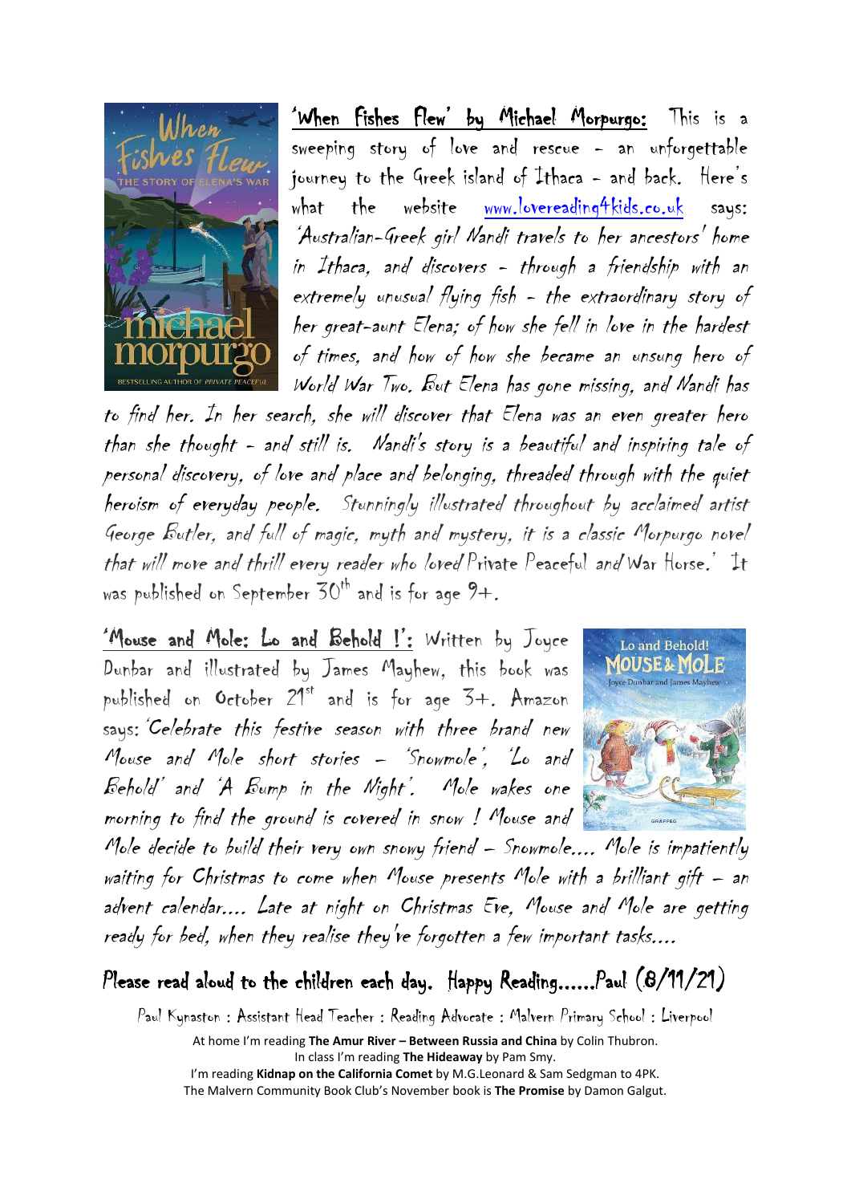**'When Fishes Flew' by Michael Morpurgo:** This is a sweeping story of love and rescue – an unforgettable journey to the Greek island of Ithaca – and back. Here's what the website www.lovereading4kids.co.uk says: *'Australian-Greek girl Nandi travels to her ancestors' home in Ithaca, and discovers – through a friendship with an extremely unusual flying fish – the extraordinary story of her great-aunt Elena; of how she fell in love in the hardest of times, and how of how she became an unsung hero of World War Two. But Elena has gone missing, and Nandi has to find her. In her search, she will discover that Elena was an even greater hero than she thought – and still is. Nandi's story is a beautiful and inspiring tale of personal discovery, of love and place and belonging, threaded through with the quiet heroism of everyday people. Stunningly illustrated throughout by acclaimed artist George Butler, and full of magic, myth and mystery, it is a classic Morpurgo novel that will move and thrill every reader who loved* Private Peaceful *and* War Horse.*'* It was published on September 30th and is for age 9+.

**'Mouse and Mole: Lo and Behold !':** Written by Joyce Dunbar and illustrated by James Mayhew, this book was published on October 21st and is for age 3+. Amazon says: *'Celebrate this festive season with three brand new Mouse and Mole short stories – 'Snowmole', 'Lo and Behold' and 'A Bump in the Night'. Mole wakes one morning to find the ground is covered in snow ! Mouse and Mole decide to build their very own snowy friend – Snowmole.... Mole is impatiently waiting for Christmas to come when Mouse presents Mole with a brilliant gift – an advent calendar.... Late at night on Christmas Eve, Mouse and Mole are getting ready for bed, when they realise they've forgotten a few important tasks....*

Please read aloud to the children each day. Happy Reading......Paul (8/11/21)

Paul Kynaston : Assistant Head Teacher : Reading Advocate : Malvern Primary School : Liverpool

At home I'm reading **The Amur River – Between Russia and China** by Colin Thubron.
In class I'm reading **The Hideaway** by Pam Smy.
I'm reading **Kidnap on the California Comet** by M.G.Leonard & Sam Sedgman to 4PK.
The Malvern Community Book Club's November book is **The Promise** by Damon Galgut.